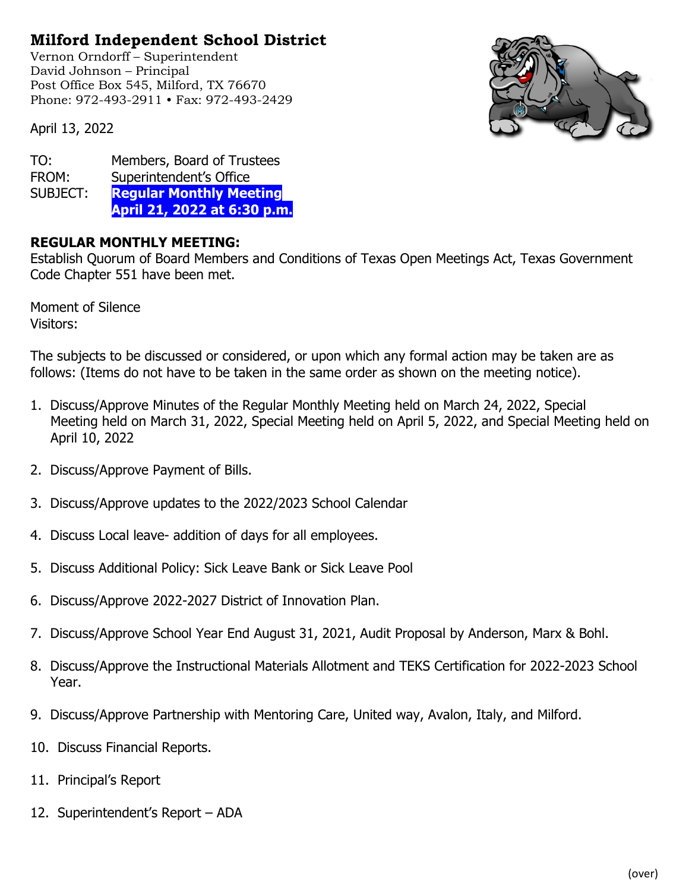# Milford Independent School District

Vernon Orndorff – Superintendent
David Johnson – Principal
Post Office Box 545, Milford, TX 76670
Phone: 972-493-2911 • Fax: 972-493-2429

April 13, 2022

TO: Members, Board of Trustees
FROM: Superintendent's Office
SUBJECT: **Regular Monthly Meeting April 21, 2022 at 6:30 p.m.**

**REGULAR MONTHLY MEETING:**
Establish Quorum of Board Members and Conditions of Texas Open Meetings Act, Texas Government Code Chapter 551 have been met.

Moment of Silence
Visitors:

The subjects to be discussed or considered, or upon which any formal action may be taken are as follows: (Items do not have to be taken in the same order as shown on the meeting notice).

1. Discuss/Approve Minutes of the Regular Monthly Meeting held on March 24, 2022, Special Meeting held on March 31, 2022, Special Meeting held on April 5, 2022, and Special Meeting held on April 10, 2022
2. Discuss/Approve Payment of Bills.
3. Discuss/Approve updates to the 2022/2023 School Calendar
4. Discuss Local leave- addition of days for all employees.
5. Discuss Additional Policy: Sick Leave Bank or Sick Leave Pool
6. Discuss/Approve 2022-2027 District of Innovation Plan.
7. Discuss/Approve School Year End August 31, 2021, Audit Proposal by Anderson, Marx & Bohl.
8. Discuss/Approve the Instructional Materials Allotment and TEKS Certification for 2022-2023 School Year.
9. Discuss/Approve Partnership with Mentoring Care, United way, Avalon, Italy, and Milford.
10. Discuss Financial Reports.
11. Principal's Report
12. Superintendent's Report – ADA

(over)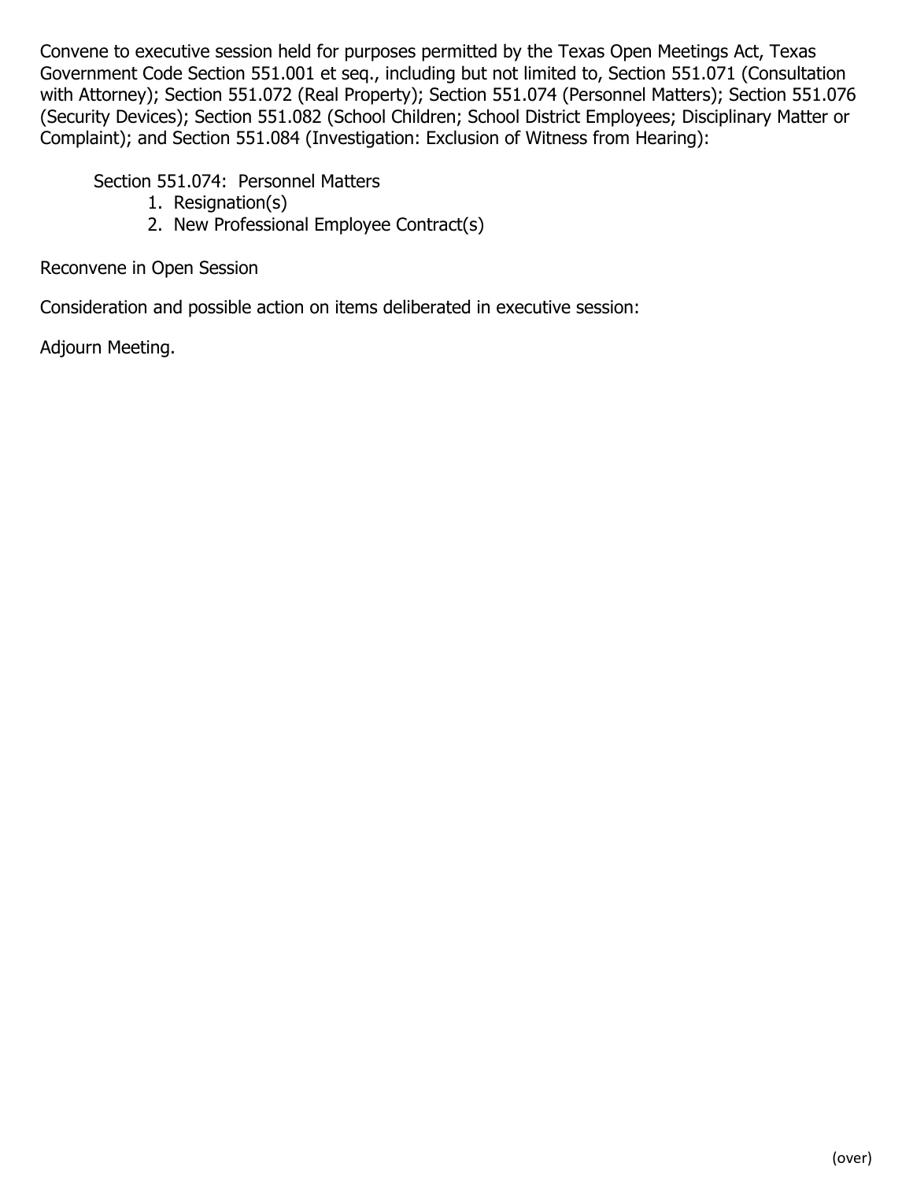Convene to executive session held for purposes permitted by the Texas Open Meetings Act, Texas Government Code Section 551.001 et seq., including but not limited to, Section 551.071 (Consultation with Attorney); Section 551.072 (Real Property); Section 551.074 (Personnel Matters); Section 551.076 (Security Devices); Section 551.082 (School Children; School District Employees; Disciplinary Matter or Complaint); and Section 551.084 (Investigation: Exclusion of Witness from Hearing):

Section 551.074: Personnel Matters

1. Resignation(s)
2. New Professional Employee Contract(s)

Reconvene in Open Session

Consideration and possible action on items deliberated in executive session:

Adjourn Meeting.

(over)